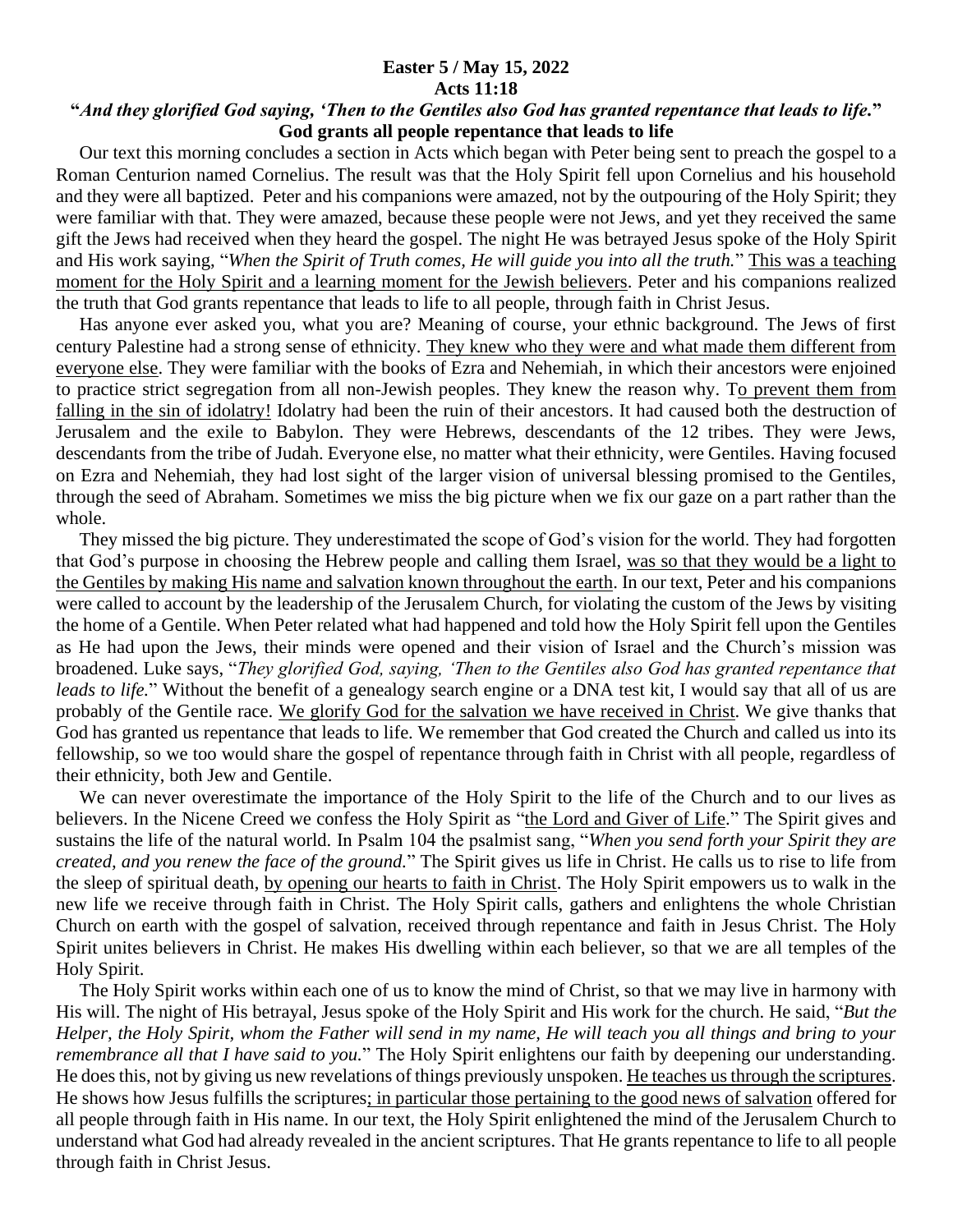**Easter 5 / May 15, 2022**
**Acts 11:18**
**"*And they glorified God saying, 'Then to the Gentiles also God has granted repentance that leads to life.*"**
**God grants all people repentance that leads to life**

Our text this morning concludes a section in Acts which began with Peter being sent to preach the gospel to a Roman Centurion named Cornelius. The result was that the Holy Spirit fell upon Cornelius and his household and they were all baptized. Peter and his companions were amazed, not by the outpouring of the Holy Spirit; they were familiar with that. They were amazed, because these people were not Jews, and yet they received the same gift the Jews had received when they heard the gospel. The night He was betrayed Jesus spoke of the Holy Spirit and His work saying, "*When the Spirit of Truth comes, He will guide you into all the truth.*" <u>This was a teaching moment for the Holy Spirit and a learning moment for the Jewish believers</u>. Peter and his companions realized the truth that God grants repentance that leads to life to all people, through faith in Christ Jesus.

Has anyone ever asked you, what you are? Meaning of course, your ethnic background. The Jews of first century Palestine had a strong sense of ethnicity. <u>They knew who they were and what made them different from everyone else</u>. They were familiar with the books of Ezra and Nehemiah, in which their ancestors were enjoined to practice strict segregation from all non-Jewish peoples. They knew the reason why. T<u>o prevent them from falling in the sin of idolatry!</u> Idolatry had been the ruin of their ancestors. It had caused both the destruction of Jerusalem and the exile to Babylon. They were Hebrews, descendants of the 12 tribes. They were Jews, descendants from the tribe of Judah. Everyone else, no matter what their ethnicity, were Gentiles. Having focused on Ezra and Nehemiah, they had lost sight of the larger vision of universal blessing promised to the Gentiles, through the seed of Abraham. Sometimes we miss the big picture when we fix our gaze on a part rather than the whole.

They missed the big picture. They underestimated the scope of God's vision for the world. They had forgotten that God's purpose in choosing the Hebrew people and calling them Israel, <u>was so that they would be a light to the Gentiles by making His name and salvation known throughout the earth</u>. In our text, Peter and his companions were called to account by the leadership of the Jerusalem Church, for violating the custom of the Jews by visiting the home of a Gentile. When Peter related what had happened and told how the Holy Spirit fell upon the Gentiles as He had upon the Jews, their minds were opened and their vision of Israel and the Church's mission was broadened. Luke says, "*They glorified God, saying, 'Then to the Gentiles also God has granted repentance that leads to life.*" Without the benefit of a genealogy search engine or a DNA test kit, I would say that all of us are probably of the Gentile race. <u>We glorify God for the salvation we have received in Christ</u>. We give thanks that God has granted us repentance that leads to life. We remember that God created the Church and called us into its fellowship, so we too would share the gospel of repentance through faith in Christ with all people, regardless of their ethnicity, both Jew and Gentile.

We can never overestimate the importance of the Holy Spirit to the life of the Church and to our lives as believers. In the Nicene Creed we confess the Holy Spirit as "<u>the Lord and Giver of Life</u>." The Spirit gives and sustains the life of the natural world. In Psalm 104 the psalmist sang, "*When you send forth your Spirit they are created, and you renew the face of the ground.*" The Spirit gives us life in Christ. He calls us to rise to life from the sleep of spiritual death, <u>by opening our hearts to faith in Christ</u>. The Holy Spirit empowers us to walk in the new life we receive through faith in Christ. The Holy Spirit calls, gathers and enlightens the whole Christian Church on earth with the gospel of salvation, received through repentance and faith in Jesus Christ. The Holy Spirit unites believers in Christ. He makes His dwelling within each believer, so that we are all temples of the Holy Spirit.

The Holy Spirit works within each one of us to know the mind of Christ, so that we may live in harmony with His will. The night of His betrayal, Jesus spoke of the Holy Spirit and His work for the church. He said, "*But the Helper, the Holy Spirit, whom the Father will send in my name, He will teach you all things and bring to your remembrance all that I have said to you.*" The Holy Spirit enlightens our faith by deepening our understanding. He does this, not by giving us new revelations of things previously unspoken. <u>He teaches us through the scriptures</u>. He shows how Jesus fulfills the scriptures<u>; in particular those pertaining to the good news of salvation</u> offered for all people through faith in His name. In our text, the Holy Spirit enlightened the mind of the Jerusalem Church to understand what God had already revealed in the ancient scriptures. That He grants repentance to life to all people through faith in Christ Jesus.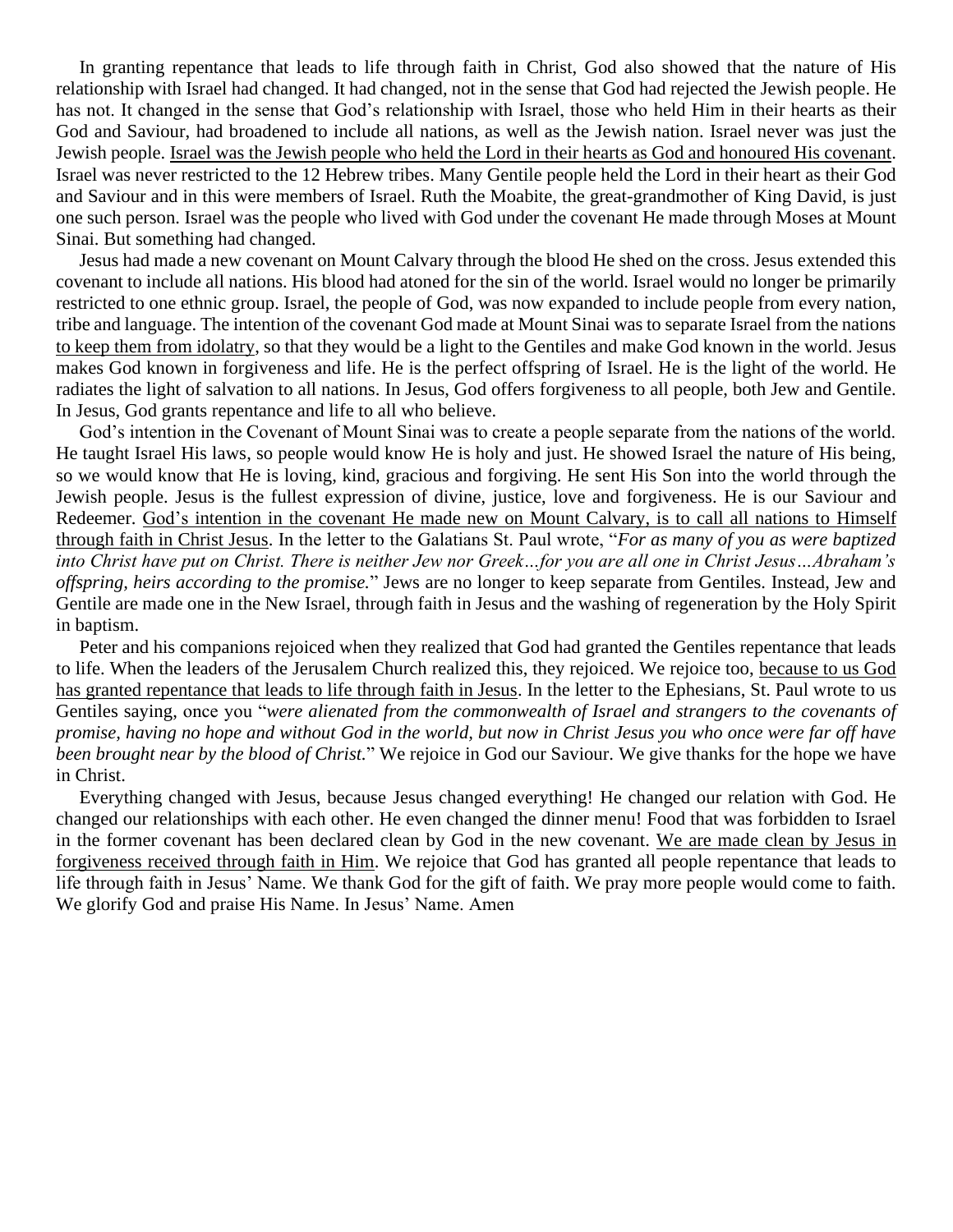In granting repentance that leads to life through faith in Christ, God also showed that the nature of His relationship with Israel had changed. It had changed, not in the sense that God had rejected the Jewish people. He has not. It changed in the sense that God's relationship with Israel, those who held Him in their hearts as their God and Saviour, had broadened to include all nations, as well as the Jewish nation. Israel never was just the Jewish people. <u>Israel was the Jewish people who held the Lord in their hearts as God and honoured His covenant</u>. Israel was never restricted to the 12 Hebrew tribes. Many Gentile people held the Lord in their heart as their God and Saviour and in this were members of Israel. Ruth the Moabite, the great-grandmother of King David, is just one such person. Israel was the people who lived with God under the covenant He made through Moses at Mount Sinai. But something had changed.

Jesus had made a new covenant on Mount Calvary through the blood He shed on the cross. Jesus extended this covenant to include all nations. His blood had atoned for the sin of the world. Israel would no longer be primarily restricted to one ethnic group. Israel, the people of God, was now expanded to include people from every nation, tribe and language. The intention of the covenant God made at Mount Sinai was to separate Israel from the nations <u>to keep them from idolatry</u>, so that they would be a light to the Gentiles and make God known in the world. Jesus makes God known in forgiveness and life. He is the perfect offspring of Israel. He is the light of the world. He radiates the light of salvation to all nations. In Jesus, God offers forgiveness to all people, both Jew and Gentile. In Jesus, God grants repentance and life to all who believe.

God's intention in the Covenant of Mount Sinai was to create a people separate from the nations of the world. He taught Israel His laws, so people would know He is holy and just. He showed Israel the nature of His being, so we would know that He is loving, kind, gracious and forgiving. He sent His Son into the world through the Jewish people. Jesus is the fullest expression of divine, justice, love and forgiveness. He is our Saviour and Redeemer. <u>God's intention in the covenant He made new on Mount Calvary, is to call all nations to Himself through faith in Christ Jesus</u>. In the letter to the Galatians St. Paul wrote, "*For as many of you as were baptized into Christ have put on Christ. There is neither Jew nor Greek…for you are all one in Christ Jesus…Abraham's offspring, heirs according to the promise.*" Jews are no longer to keep separate from Gentiles. Instead, Jew and Gentile are made one in the New Israel, through faith in Jesus and the washing of regeneration by the Holy Spirit in baptism.

Peter and his companions rejoiced when they realized that God had granted the Gentiles repentance that leads to life. When the leaders of the Jerusalem Church realized this, they rejoiced. We rejoice too, <u>because to us God has granted repentance that leads to life through faith in Jesus</u>. In the letter to the Ephesians, St. Paul wrote to us Gentiles saying, once you "*were alienated from the commonwealth of Israel and strangers to the covenants of promise, having no hope and without God in the world, but now in Christ Jesus you who once were far off have been brought near by the blood of Christ.*" We rejoice in God our Saviour. We give thanks for the hope we have in Christ.

Everything changed with Jesus, because Jesus changed everything! He changed our relation with God. He changed our relationships with each other. He even changed the dinner menu! Food that was forbidden to Israel in the former covenant has been declared clean by God in the new covenant. <u>We are made clean by Jesus in forgiveness received through faith in Him</u>. We rejoice that God has granted all people repentance that leads to life through faith in Jesus' Name. We thank God for the gift of faith. We pray more people would come to faith. We glorify God and praise His Name. In Jesus' Name. Amen